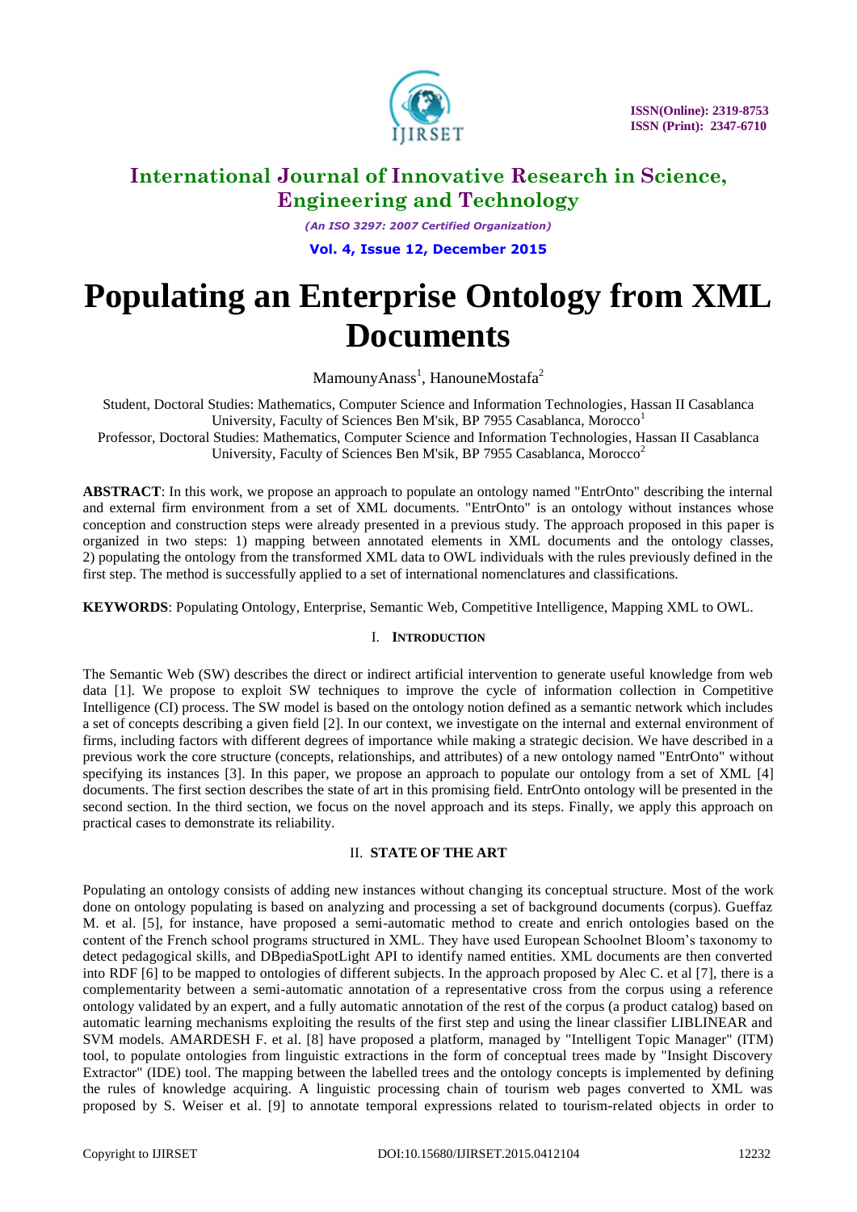# Populating an Enterprise Ontology from XML Documents

MamounyAnass[1], HanouneMostafa[2]

Student, Doctoral Studies: Mathematics, Computer Science and Information Technologies, Hassan II Casablanca University, Faculty of Sciences Ben M'sik, BP 7955 Casablanca, Morocco[1]

Professor, Doctoral Studies: Mathematics, Computer Science and Information Technologies, Hassan II Casablanca University, Faculty of Sciences Ben M'sik, BP 7955 Casablanca, Morocco[2]

**ABSTRACT**: In this work, we propose an approach to populate an ontology named "EntrOnto" describing the internal and external firm environment from a set of XML documents. "EntrOnto" is an ontology without instances whose conception and construction steps were already presented in a previous study. The approach proposed in this paper is organized in two steps: 1) mapping between annotated elements in XML documents and the ontology classes, 2) populating the ontology from the transformed XML data to OWL individuals with the rules previously defined in the first step. The method is successfully applied to a set of international nomenclatures and classifications.

**KEYWORDS**: Populating Ontology, Enterprise, Semantic Web, Competitive Intelligence, Mapping XML to OWL.

## I. INTRODUCTION

The Semantic Web (SW) describes the direct or indirect artificial intervention to generate useful knowledge from web data [1]. We propose to exploit SW techniques to improve the cycle of information collection in Competitive Intelligence (CI) process. The SW model is based on the ontology notion defined as a semantic network which includes a set of concepts describing a given field [2]. In our context, we investigate on the internal and external environment of firms, including factors with different degrees of importance while making a strategic decision. We have described in a previous work the core structure (concepts, relationships, and attributes) of a new ontology named "EntrOnto" without specifying its instances [3]. In this paper, we propose an approach to populate our ontology from a set of XML [4] documents. The first section describes the state of art in this promising field. EntrOnto ontology will be presented in the second section. In the third section, we focus on the novel approach and its steps. Finally, we apply this approach on practical cases to demonstrate its reliability.

## II. STATE OF THE ART

Populating an ontology consists of adding new instances without changing its conceptual structure. Most of the work done on ontology populating is based on analyzing and processing a set of background documents (corpus). Gueffaz M. et al. [5], for instance, have proposed a semi-automatic method to create and enrich ontologies based on the content of the French school programs structured in XML. They have used European Schoolnet Bloom's taxonomy to detect pedagogical skills, and DBpediaSpotLight API to identify named entities. XML documents are then converted into RDF [6] to be mapped to ontologies of different subjects. In the approach proposed by Alec C. et al [7], there is a complementarity between a semi-automatic annotation of a representative cross from the corpus using a reference ontology validated by an expert, and a fully automatic annotation of the rest of the corpus (a product catalog) based on automatic learning mechanisms exploiting the results of the first step and using the linear classifier LIBLINEAR and SVM models. AMARDESH F. et al. [8] have proposed a platform, managed by "Intelligent Topic Manager" (ITM) tool, to populate ontologies from linguistic extractions in the form of conceptual trees made by "Insight Discovery Extractor" (IDE) tool. The mapping between the labelled trees and the ontology concepts is implemented by defining the rules of knowledge acquiring. A linguistic processing chain of tourism web pages converted to XML was proposed by S. Weiser et al. [9] to annotate temporal expressions related to tourism-related objects in order to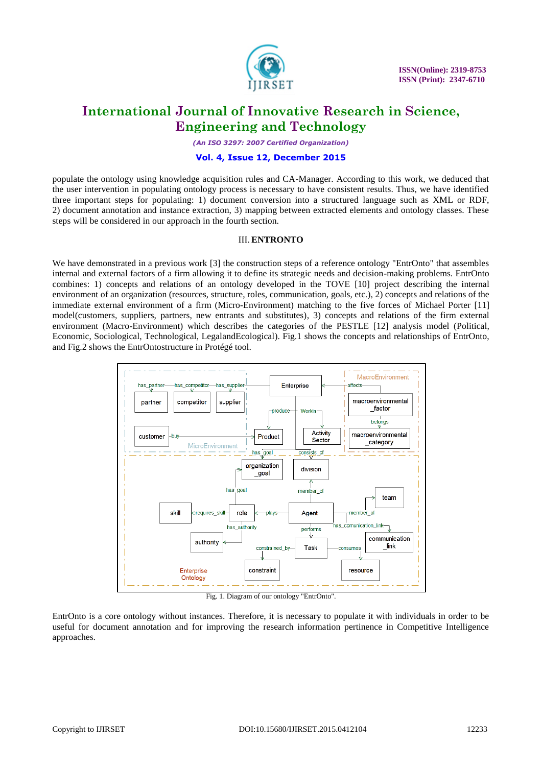populate the ontology using knowledge acquisition rules and CA-Manager. According to this work, we deduced that the user intervention in populating ontology process is necessary to have consistent results. Thus, we have identified three important steps for populating: 1) document conversion into a structured language such as XML or RDF, 2) document annotation and instance extraction, 3) mapping between extracted elements and ontology classes. These steps will be considered in our approach in the fourth section.

## III. ENTRONTO

We have demonstrated in a previous work [3] the construction steps of a reference ontology "EntrOnto" that assembles internal and external factors of a firm allowing it to define its strategic needs and decision-making problems. EntrOnto combines: 1) concepts and relations of an ontology developed in the TOVE [10] project describing the internal environment of an organization (resources, structure, roles, communication, goals, etc.), 2) concepts and relations of the immediate external environment of a firm (Micro-Environment) matching to the five forces of Michael Porter [11] model(customers, suppliers, partners, new entrants and substitutes), 3) concepts and relations of the firm external environment (Macro-Environment) which describes the categories of the PESTLE [12] analysis model (Political, Economic, Sociological, Technological, LegalandEcological). Fig.1 shows the concepts and relationships of EntrOnto, and Fig.2 shows the EntrOntostructure in Protégé tool.

Fig. 1. Diagram of our ontology "EntrOnto".

EntrOnto is a core ontology without instances. Therefore, it is necessary to populate it with individuals in order to be useful for document annotation and for improving the research information pertinence in Competitive Intelligence approaches.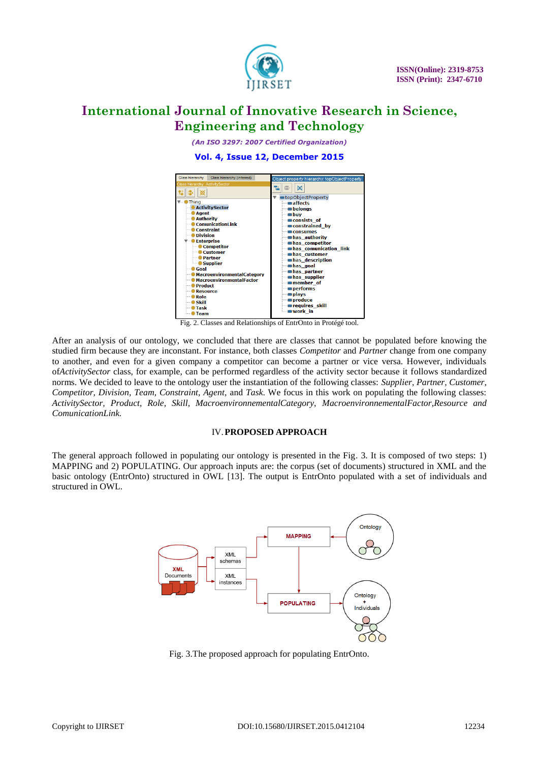Fig. 2. Classes and Relationships of EntrOnto in Protégé tool.

After an analysis of our ontology, we concluded that there are classes that cannot be populated before knowing the studied firm because they are inconstant. For instance, both classes *Competitor* and *Partner* change from one company to another, and even for a given company a competitor can become a partner or vice versa. However, individuals of*ActivitySector* class, for example, can be performed regardless of the activity sector because it follows standardized norms. We decided to leave to the ontology user the instantiation of the following classes: *Supplier*, *Partner*, *Customer*, *Competitor*, *Division*, *Team*, *Constraint*, *Agent*, and *Task*. We focus in this work on populating the following classes: *ActivitySector*, *Product*, *Role*, *Skill*, *MacroenvironnementalCategory*, *MacroenvironnementalFactor*,*Resource and ComunicationLink*.

## IV. PROPOSED APPROACH

The general approach followed in populating our ontology is presented in the Fig. 3. It is composed of two steps: 1) MAPPING and 2) POPULATING. Our approach inputs are: the corpus (set of documents) structured in XML and the basic ontology (EntrOnto) structured in OWL [13]. The output is EntrOnto populated with a set of individuals and structured in OWL.

Fig. 3.The proposed approach for populating EntrOnto.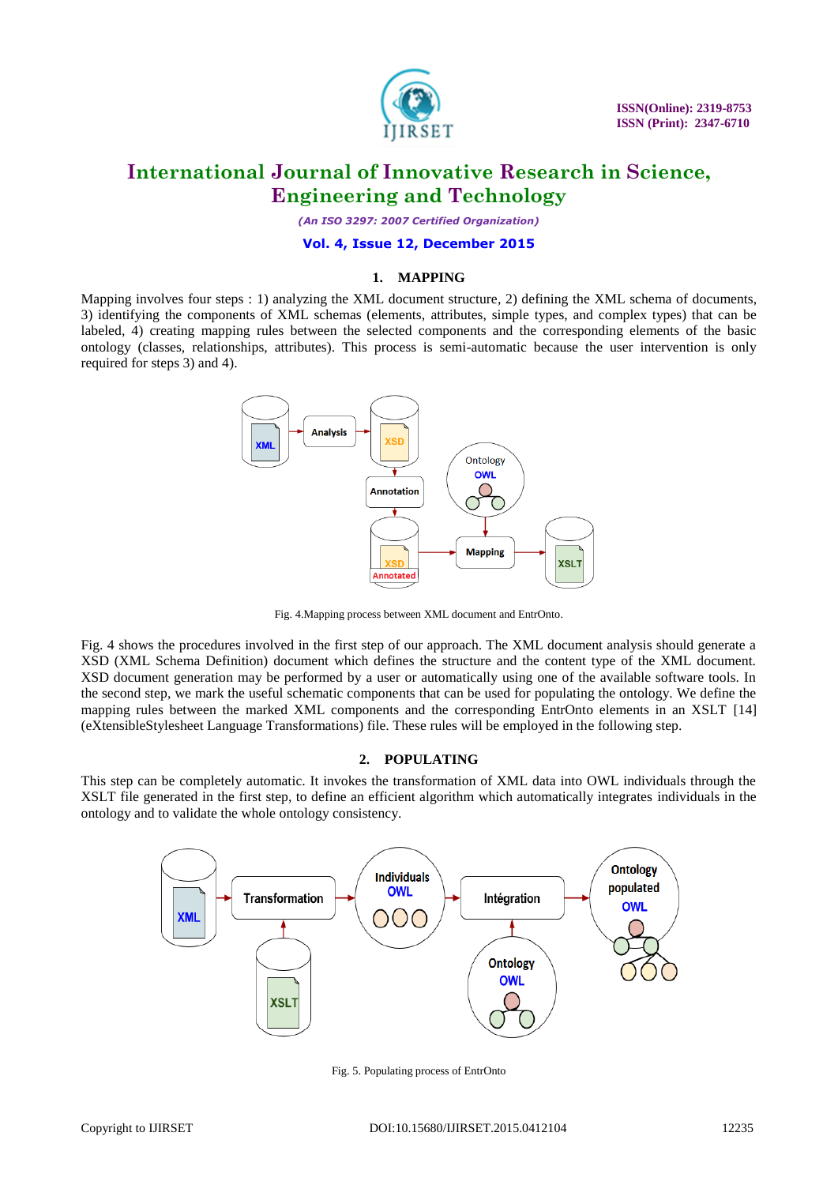## 1. MAPPING

Mapping involves four steps : 1) analyzing the XML document structure, 2) defining the XML schema of documents, 3) identifying the components of XML schemas (elements, attributes, simple types, and complex types) that can be labeled, 4) creating mapping rules between the selected components and the corresponding elements of the basic ontology (classes, relationships, attributes). This process is semi-automatic because the user intervention is only required for steps 3) and 4).

Fig. 4.Mapping process between XML document and EntrOnto.

Fig. 4 shows the procedures involved in the first step of our approach. The XML document analysis should generate a XSD (XML Schema Definition) document which defines the structure and the content type of the XML document. XSD document generation may be performed by a user or automatically using one of the available software tools. In the second step, we mark the useful schematic components that can be used for populating the ontology. We define the mapping rules between the marked XML components and the corresponding EntrOnto elements in an XSLT [14] (eXtensibleStylesheet Language Transformations) file. These rules will be employed in the following step.

## 2. POPULATING

This step can be completely automatic. It invokes the transformation of XML data into OWL individuals through the XSLT file generated in the first step, to define an efficient algorithm which automatically integrates individuals in the ontology and to validate the whole ontology consistency.

Fig. 5. Populating process of EntrOnto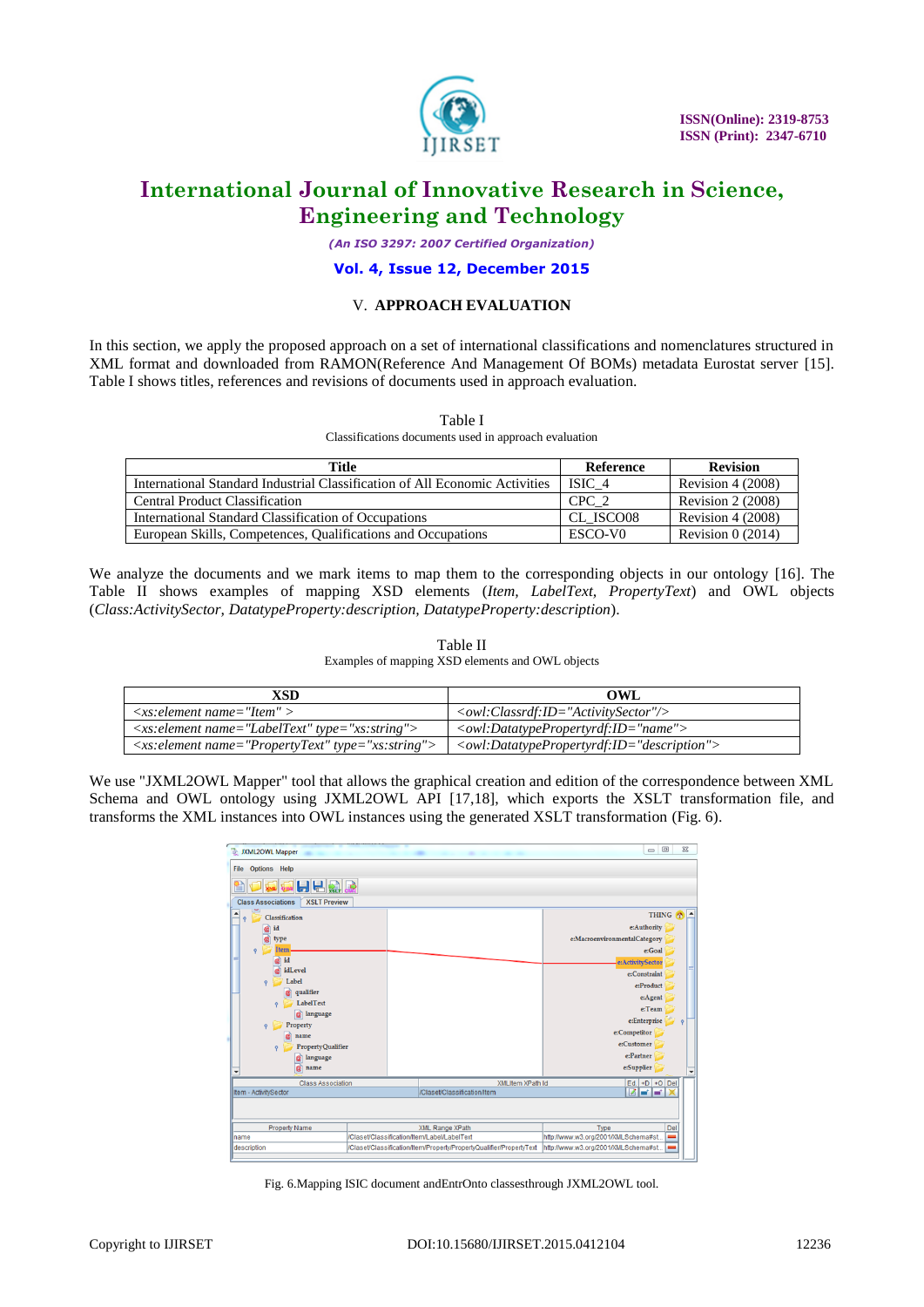## V. APPROACH EVALUATION

In this section, we apply the proposed approach on a set of international classifications and nomenclatures structured in XML format and downloaded from RAMON(Reference And Management Of BOMs) metadata Eurostat server [15]. Table I shows titles, references and revisions of documents used in approach evaluation.

Table I
Classifications documents used in approach evaluation

| Title | Reference | Revision |
|---|---|---|
| International Standard Industrial Classification of All Economic Activities | ISIC_4 | Revision 4 (2008) |
| Central Product Classification | CPC_2 | Revision 2 (2008) |
| International Standard Classification of Occupations | CL_ISCO08 | Revision 4 (2008) |
| European Skills, Competences, Qualifications and Occupations | ESCO-V0 | Revision 0 (2014) |

We analyze the documents and we mark items to map them to the corresponding objects in our ontology [16]. The Table II shows examples of mapping XSD elements (*Item, LabelText, PropertyText*) and OWL objects (*Class:ActivitySector, DatatypeProperty:description, DatatypeProperty:description*).

Table II
Examples of mapping XSD elements and OWL objects

| XSD | OWL |
|---|---|
| *<xs:element name="Item" >* | *<owl:Classrdf:ID="ActivitySector"/>* |
| *<xs:element name="LabelText" type="xs:string">* | *<owl:DatatypePropertyrdf:ID="name">* |
| *<xs:element name="PropertyText" type="xs:string">* | *<owl:DatatypePropertyrdf:ID="description">* |

We use "JXML2OWL Mapper" tool that allows the graphical creation and edition of the correspondence between XML Schema and OWL ontology using JXML2OWL API [17,18], which exports the XSLT transformation file, and transforms the XML instances into OWL instances using the generated XSLT transformation (Fig. 6).

Fig. 6.Mapping ISIC document andEntrOnto classesthrough JXML2OWL tool.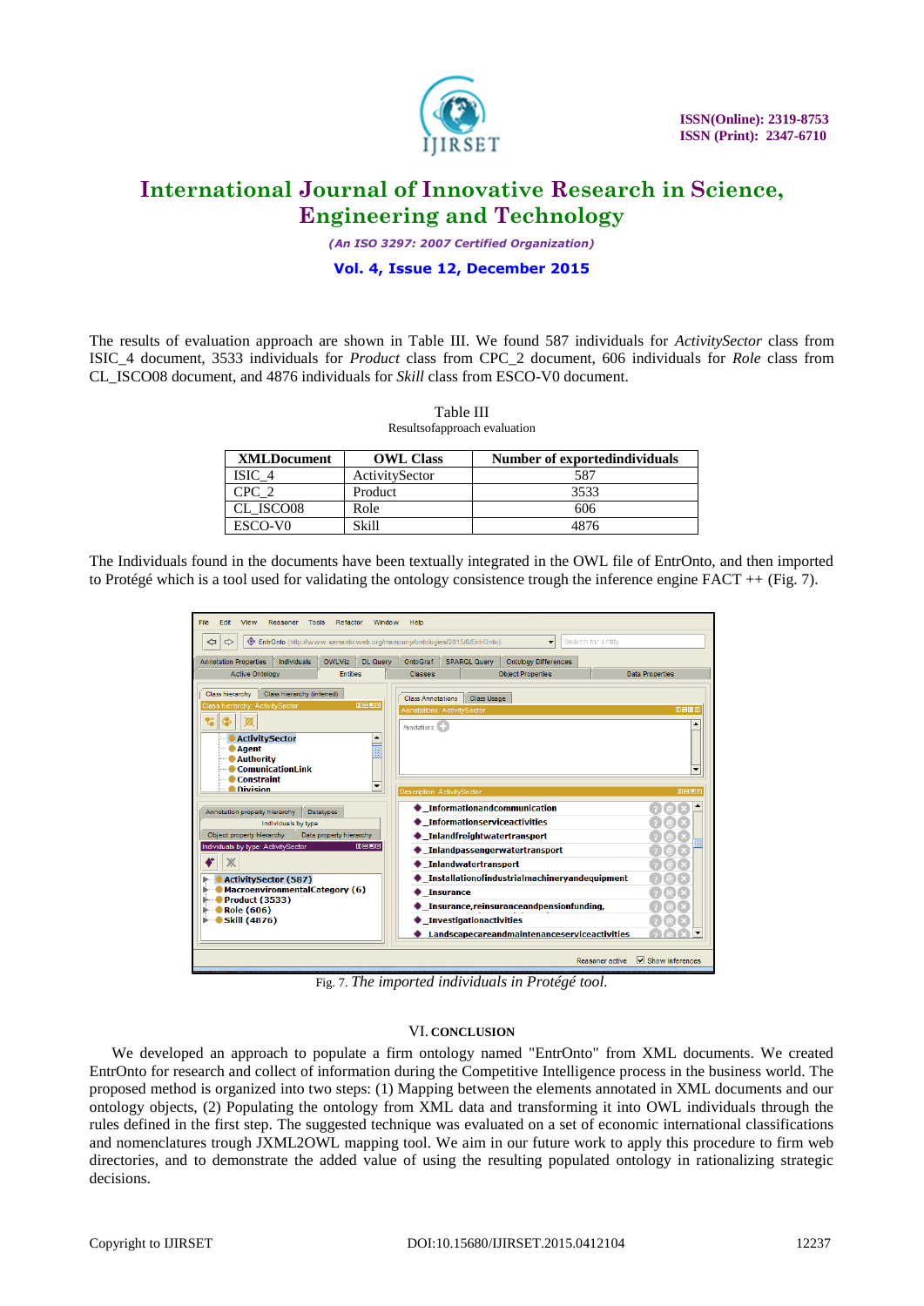The results of evaluation approach are shown in Table III. We found 587 individuals for *ActivitySector* class from ISIC_4 document, 3533 individuals for *Product* class from CPC_2 document, 606 individuals for *Role* class from CL_ISCO08 document, and 4876 individuals for *Skill* class from ESCO-V0 document.

Table III
Resultsofapproach evaluation

| XMLDocument | OWL Class | Number of exportedindividuals |
|---|---|---|
| ISIC_4 | ActivitySector | 587 |
| CPC_2 | Product | 3533 |
| CL_ISCO08 | Role | 606 |
| ESCO-V0 | Skill | 4876 |

The Individuals found in the documents have been textually integrated in the OWL file of EntrOnto, and then imported to Protégé which is a tool used for validating the ontology consistence trough the inference engine FACT ++ (Fig. 7).

Fig. 7. *The imported individuals in Protégé tool.*

## VI. CONCLUSION

We developed an approach to populate a firm ontology named "EntrOnto" from XML documents. We created EntrOnto for research and collect of information during the Competitive Intelligence process in the business world. The proposed method is organized into two steps: (1) Mapping between the elements annotated in XML documents and our ontology objects, (2) Populating the ontology from XML data and transforming it into OWL individuals through the rules defined in the first step. The suggested technique was evaluated on a set of economic international classifications and nomenclatures trough JXML2OWL mapping tool. We aim in our future work to apply this procedure to firm web directories, and to demonstrate the added value of using the resulting populated ontology in rationalizing strategic decisions.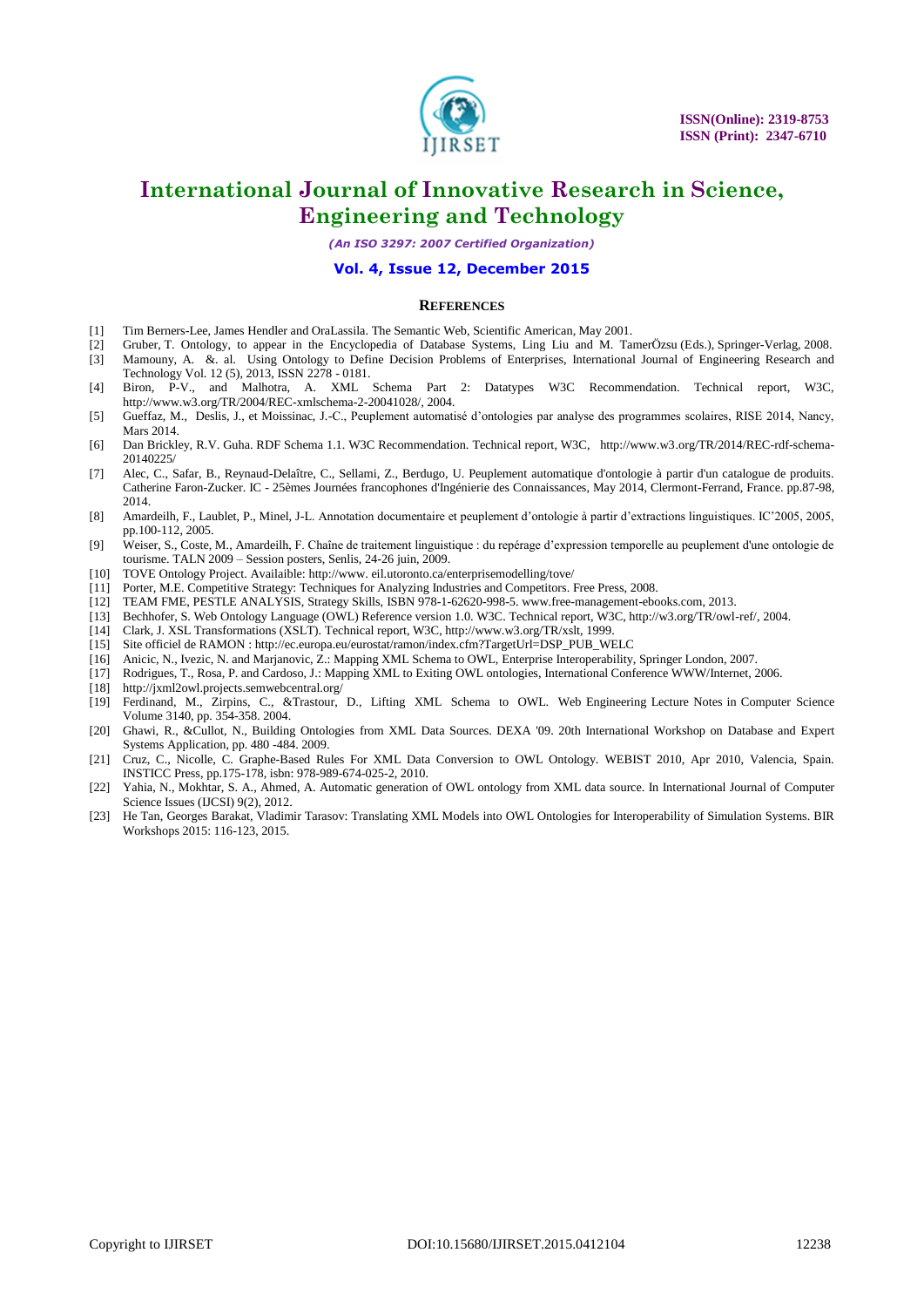## REFERENCES

[1] Tim Berners-Lee, James Hendler and OraLassila. The Semantic Web, Scientific American, May 2001.

[2] Gruber, T. Ontology, to appear in the Encyclopedia of Database Systems, Ling Liu and M. TamerÖzsu (Eds.), Springer-Verlag, 2008.

[3] Mamouny, A. &. al. Using Ontology to Define Decision Problems of Enterprises, International Journal of Engineering Research and Technology Vol. 12 (5), 2013, ISSN 2278 - 0181.

[4] Biron, P-V., and Malhotra, A. XML Schema Part 2: Datatypes W3C Recommendation. Technical report, W3C, http://www.w3.org/TR/2004/REC-xmlschema-2-20041028/, 2004.

[5] Gueffaz, M., Deslis, J., et Moissinac, J.-C., Peuplement automatisé d'ontologies par analyse des programmes scolaires, RISE 2014, Nancy, Mars 2014.

[6] Dan Brickley, R.V. Guha. RDF Schema 1.1. W3C Recommendation. Technical report, W3C, http://www.w3.org/TR/2014/REC-rdf-schema-20140225/

[7] Alec, C., Safar, B., Reynaud-Delaître, C., Sellami, Z., Berdugo, U. Peuplement automatique d'ontologie à partir d'un catalogue de produits. Catherine Faron-Zucker. IC - 25èmes Journées francophones d'Ingénierie des Connaissances, May 2014, Clermont-Ferrand, France. pp.87-98, 2014.

[8] Amardeilh, F., Laublet, P., Minel, J-L. Annotation documentaire et peuplement d'ontologie à partir d'extractions linguistiques. IC'2005, 2005, pp.100-112, 2005.

[9] Weiser, S., Coste, M., Amardeilh, F. Chaîne de traitement linguistique : du repérage d'expression temporelle au peuplement d'une ontologie de tourisme. TALN 2009 – Session posters, Senlis, 24-26 juin, 2009.

[10] TOVE Ontology Project. Availaible: http://www. eil.utoronto.ca/enterprisemodelling/tove/

[11] Porter, M.E. Competitive Strategy: Techniques for Analyzing Industries and Competitors. Free Press, 2008.

[12] TEAM FME, PESTLE ANALYSIS, Strategy Skills, ISBN 978-1-62620-998-5. www.free-management-ebooks.com, 2013.

[13] Bechhofer, S. Web Ontology Language (OWL) Reference version 1.0. W3C. Technical report, W3C, http://w3.org/TR/owl-ref/, 2004.

[14] Clark, J. XSL Transformations (XSLT). Technical report, W3C, http://www.w3.org/TR/xslt, 1999.

[15] Site officiel de RAMON : http://ec.europa.eu/eurostat/ramon/index.cfm?TargetUrl=DSP_PUB_WELC

[16] Anicic, N., Ivezic, N. and Marjanovic, Z.: Mapping XML Schema to OWL, Enterprise Interoperability, Springer London, 2007.

[17] Rodrigues, T., Rosa, P. and Cardoso, J.: Mapping XML to Exiting OWL ontologies, International Conference WWW/Internet, 2006.

[18] http://jxml2owl.projects.semwebcentral.org/

[19] Ferdinand, M., Zirpins, C., &Trastour, D., Lifting XML Schema to OWL. Web Engineering Lecture Notes in Computer Science Volume 3140, pp. 354-358. 2004.

[20] Ghawi, R., &Cullot, N., Building Ontologies from XML Data Sources. DEXA '09. 20th International Workshop on Database and Expert Systems Application, pp. 480 -484. 2009.

[21] Cruz, C., Nicolle, C. Graphe-Based Rules For XML Data Conversion to OWL Ontology. WEBIST 2010, Apr 2010, Valencia, Spain. INSTICC Press, pp.175-178, isbn: 978-989-674-025-2, 2010.

[22] Yahia, N., Mokhtar, S. A., Ahmed, A. Automatic generation of OWL ontology from XML data source. In International Journal of Computer Science Issues (IJCSI) 9(2), 2012.

[23] He Tan, Georges Barakat, Vladimir Tarasov: Translating XML Models into OWL Ontologies for Interoperability of Simulation Systems. BIR Workshops 2015: 116-123, 2015.